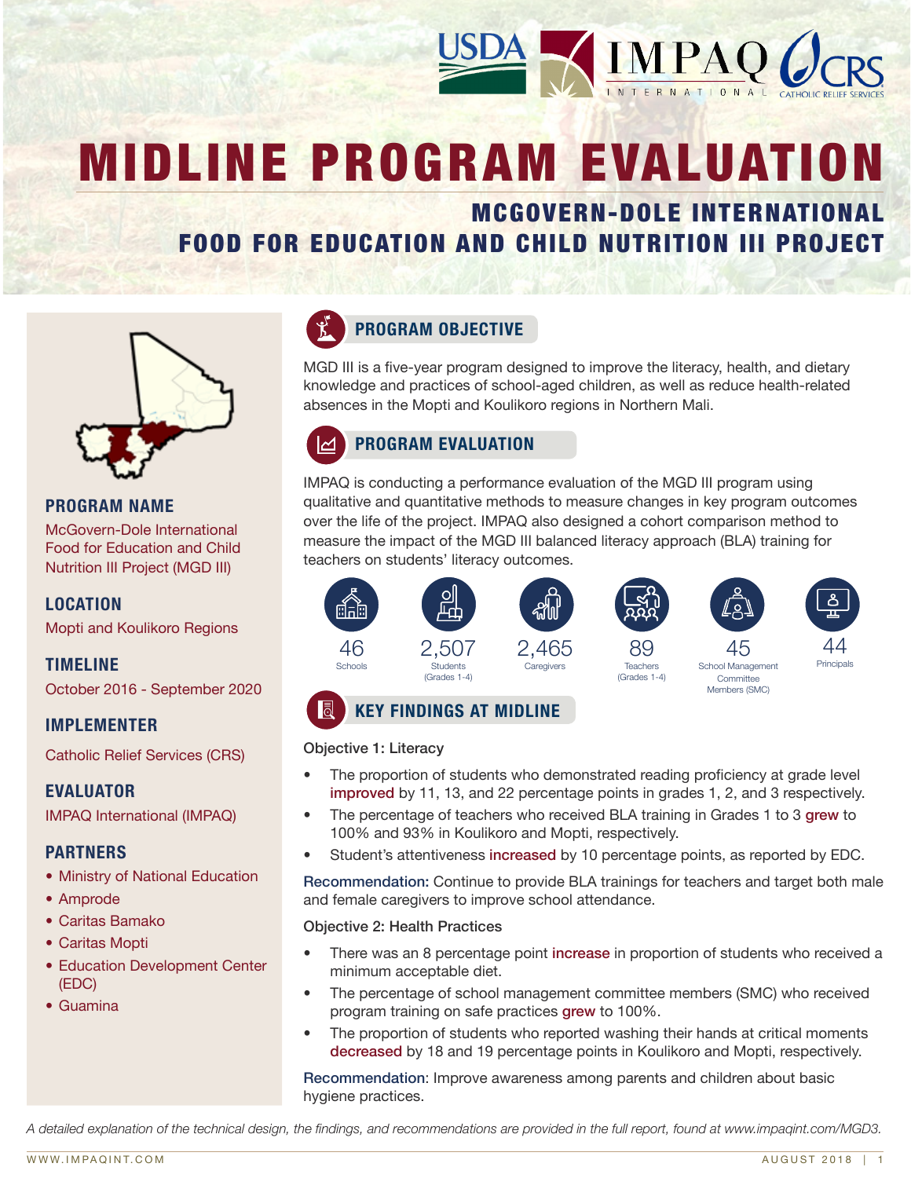# MIDLINE PROGRAM EVALUATION

## MCGOVERN-DOLE INTERNATIONAL FOOD FOR EDUCATION AND CHILD NUTRITION III PROJECT

### PROGRAM NAME

McGovern-Dole International Food for Education and Child Nutrition III Project (MGD III)

### LOCATION

Mopti and Koulikoro Regions

### TIMELINE

October 2016 - September 2020

### IMPLEMENTER

Catholic Relief Services (CRS)

### EVALUATOR

IMPAQ International (IMPAQ)

### PARTNERS

- Ministry of National Education
- Amprode
- Caritas Bamako
- Caritas Mopti
- Education Development Center (EDC)
- Guamina

## PROGRAM OBJECTIVE

MGD III is a five-year program designed to improve the literacy, health, and dietary knowledge and practices of school-aged children, as well as reduce health-related absences in the Mopti and Koulikoro regions in Northern Mali.

## PROGRAM EVALUATION

IMPAQ is conducting a performance evaluation of the MGD III program using qualitative and quantitative methods to measure changes in key program outcomes over the life of the project. IMPAQ also designed a cohort comparison method to measure the impact of the MGD III balanced literacy approach (BLA) training for teachers on students' literacy outcomes.

| 46 | 2,507 | 2,465 | 89 | 45 | 44 |
|---|---|---|---|---|---|
| Schools | Students (Grades 1-4) | Caregivers | Teachers (Grades 1-4) | School Management Committee Members (SMC) | Principals |

## KEY FINDINGS AT MIDLINE

**Objective 1: Literacy**

- The proportion of students who demonstrated reading proficiency at grade level improved by 11, 13, and 22 percentage points in grades 1, 2, and 3 respectively.
- The percentage of teachers who received BLA training in Grades 1 to 3 grew to 100% and 93% in Koulikoro and Mopti, respectively.
- Student's attentiveness increased by 10 percentage points, as reported by EDC.

Recommendation: Continue to provide BLA trainings for teachers and target both male and female caregivers to improve school attendance.

**Objective 2: Health Practices**

- There was an 8 percentage point increase in proportion of students who received a minimum acceptable diet.
- The percentage of school management committee members (SMC) who received program training on safe practices grew to 100%.
- The proportion of students who reported washing their hands at critical moments decreased by 18 and 19 percentage points in Koulikoro and Mopti, respectively.

Recommendation: Improve awareness among parents and children about basic hygiene practices.

*A detailed explanation of the technical design, the findings, and recommendations are provided in the full report, found at www.impaqint.com/MGD3.*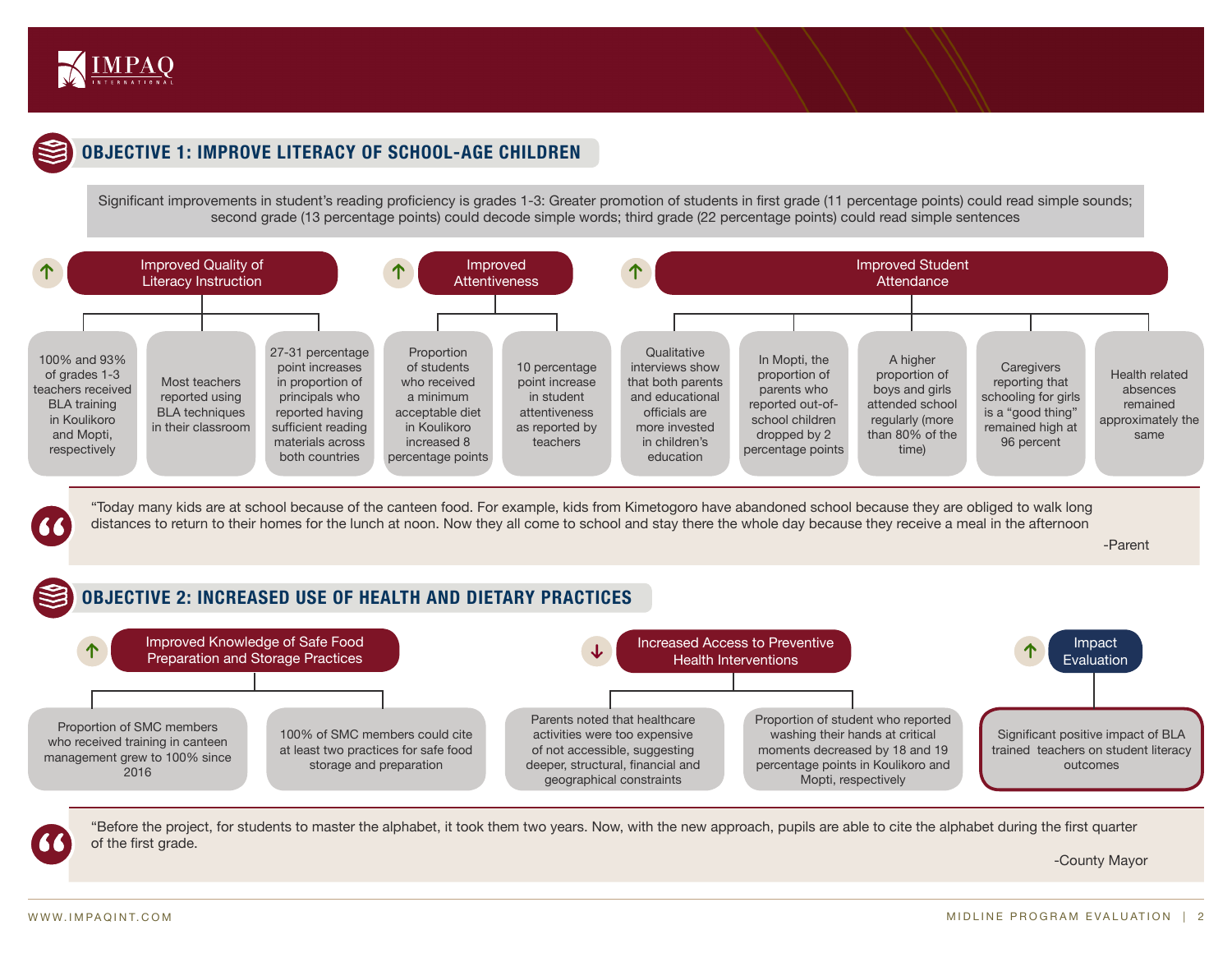## OBJECTIVE 1: IMPROVE LITERACY OF SCHOOL-AGE CHILDREN

Significant improvements in student's reading proficiency is grades 1-3: Greater promotion of students in first grade (11 percentage points) could read simple sounds; second grade (13 percentage points) could decode simple words; third grade (22 percentage points) could read simple sentences

### ↑ Improved Quality of Literacy Instruction

- 100% and 93% of grades 1-3 teachers received BLA training in Koulikoro and Mopti, respectively
- Most teachers reported using BLA techniques in their classroom
- 27-31 percentage point increases in proportion of principals who reported having sufficient reading materials across both countries

### ↑ Improved Attentiveness

- Proportion of students who received a minimum acceptable diet in Koulikoro increased 8 percentage points
- 10 percentage point increase in student attentiveness as reported by teachers

### ↑ Improved Student Attendance

- Qualitative interviews show that both parents and educational officials are more invested in children's education
- In Mopti, the proportion of parents who reported out-of-school children dropped by 2 percentage points
- A higher proportion of boys and girls attended school regularly (more than 80% of the time)
- Caregivers reporting that schooling for girls is a "good thing" remained high at 96 percent
- Health related absences remained approximately the same

> "Today many kids are at school because of the canteen food. For example, kids from Kimetogoro have abandoned school because they are obliged to walk long distances to return to their homes for the lunch at noon. Now they all come to school and stay there the whole day because they receive a meal in the afternoon
>
> -Parent

## OBJECTIVE 2: INCREASED USE OF HEALTH AND DIETARY PRACTICES

### ↑ Improved Knowledge of Safe Food Preparation and Storage Practices

- Proportion of SMC members who received training in canteen management grew to 100% since 2016
- 100% of SMC members could cite at least two practices for safe food storage and preparation

### ↓ Increased Access to Preventive Health Interventions

- Parents noted that healthcare activities were too expensive of not accessible, suggesting deeper, structural, financial and geographical constraints
- Proportion of student who reported washing their hands at critical moments decreased by 18 and 19 percentage points in Koulikoro and Mopti, respectively

### ↑ Impact Evaluation

- Significant positive impact of BLA trained teachers on student literacy outcomes

> "Before the project, for students to master the alphabet, it took them two years. Now, with the new approach, pupils are able to cite the alphabet during the first quarter of the first grade.
>
> -County Mayor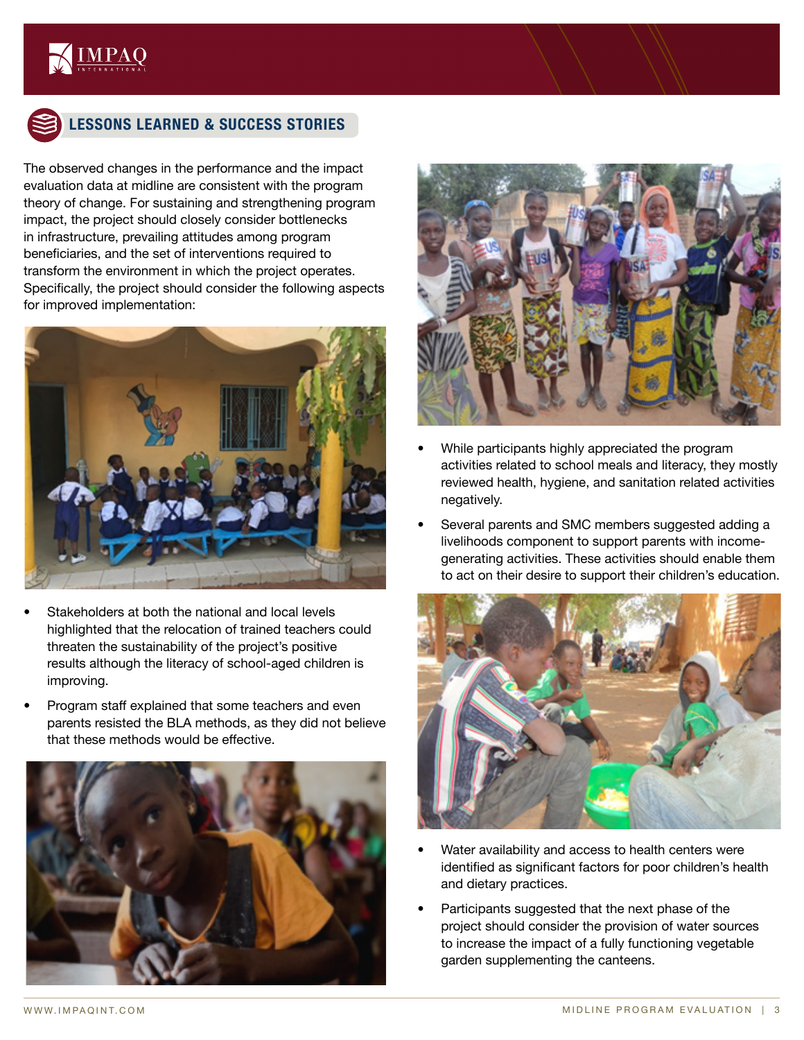## LESSONS LEARNED & SUCCESS STORIES

The observed changes in the performance and the impact evaluation data at midline are consistent with the program theory of change. For sustaining and strengthening program impact, the project should closely consider bottlenecks in infrastructure, prevailing attitudes among program beneficiaries, and the set of interventions required to transform the environment in which the project operates. Specifically, the project should consider the following aspects for improved implementation:

- Stakeholders at both the national and local levels highlighted that the relocation of trained teachers could threaten the sustainability of the project's positive results although the literacy of school-aged children is improving.
- Program staff explained that some teachers and even parents resisted the BLA methods, as they did not believe that these methods would be effective.
- While participants highly appreciated the program activities related to school meals and literacy, they mostly reviewed health, hygiene, and sanitation related activities negatively.
- Several parents and SMC members suggested adding a livelihoods component to support parents with income-generating activities. These activities should enable them to act on their desire to support their children's education.
- Water availability and access to health centers were identified as significant factors for poor children's health and dietary practices.
- Participants suggested that the next phase of the project should consider the provision of water sources to increase the impact of a fully functioning vegetable garden supplementing the canteens.